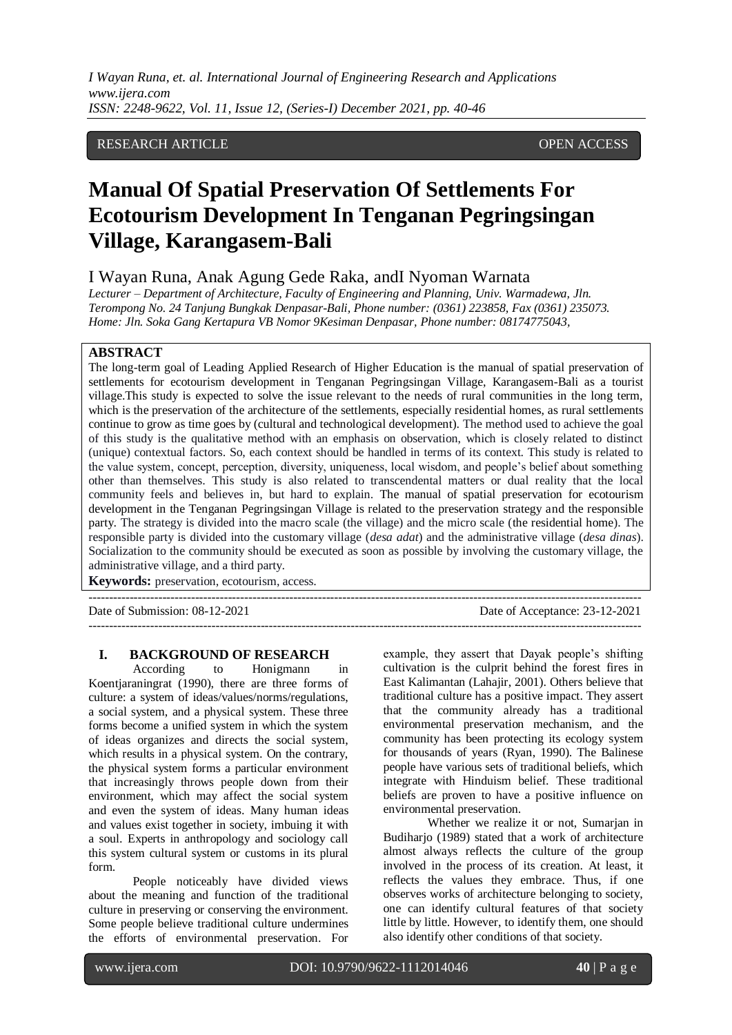RESEARCH ARTICLE OPEN ACCESS

# Manual Of Spatial Preservation Of Settlements For Ecotourism Development In Tenganan Pegringsingan Village, Karangasem-Bali

I Wayan Runa, Anak Agung Gede Raka, andI Nyoman Warnata

*Lecturer – Department of Architecture, Faculty of Engineering and Planning, Univ. Warmadewa, Jln. Terompong No. 24 Tanjung Bungkak Denpasar-Bali, Phone number: (0361) 223858, Fax (0361) 235073. Home: Jln. Soka Gang Kertapura VB Nomor 9Kesiman Denpasar, Phone number: 08174775043,*

## ABSTRACT

The long-term goal of Leading Applied Research of Higher Education is the manual of spatial preservation of settlements for ecotourism development in Tenganan Pegringsingan Village, Karangasem-Bali as a tourist village.This study is expected to solve the issue relevant to the needs of rural communities in the long term, which is the preservation of the architecture of the settlements, especially residential homes, as rural settlements continue to grow as time goes by (cultural and technological development). The method used to achieve the goal of this study is the qualitative method with an emphasis on observation, which is closely related to distinct (unique) contextual factors. So, each context should be handled in terms of its context. This study is related to the value system, concept, perception, diversity, uniqueness, local wisdom, and people's belief about something other than themselves. This study is also related to transcendental matters or dual reality that the local community feels and believes in, but hard to explain. The manual of spatial preservation for ecotourism development in the Tenganan Pegringsingan Village is related to the preservation strategy and the responsible party. The strategy is divided into the macro scale (the village) and the micro scale (the residential home). The responsible party is divided into the customary village (*desa adat*) and the administrative village (*desa dinas*). Socialization to the community should be executed as soon as possible by involving the customary village, the administrative village, and a third party.

**Keywords:** preservation, ecotourism, access.

---

Date of Submission: 08-12-2021 Date of Acceptance: 23-12-2021

---

## I. BACKGROUND OF RESEARCH

According to Honigmann in Koentjaraningrat (1990), there are three forms of culture: a system of ideas/values/norms/regulations, a social system, and a physical system. These three forms become a unified system in which the system of ideas organizes and directs the social system, which results in a physical system. On the contrary, the physical system forms a particular environment that increasingly throws people down from their environment, which may affect the social system and even the system of ideas. Many human ideas and values exist together in society, imbuing it with a soul. Experts in anthropology and sociology call this system cultural system or customs in its plural form.

People noticeably have divided views about the meaning and function of the traditional culture in preserving or conserving the environment. Some people believe traditional culture undermines the efforts of environmental preservation. For example, they assert that Dayak people's shifting cultivation is the culprit behind the forest fires in East Kalimantan (Lahajir, 2001). Others believe that traditional culture has a positive impact. They assert that the community already has a traditional environmental preservation mechanism, and the community has been protecting its ecology system for thousands of years (Ryan, 1990). The Balinese people have various sets of traditional beliefs, which integrate with Hinduism belief. These traditional beliefs are proven to have a positive influence on environmental preservation.

Whether we realize it or not, Sumarjan in Budiharjo (1989) stated that a work of architecture almost always reflects the culture of the group involved in the process of its creation. At least, it reflects the values they embrace. Thus, if one observes works of architecture belonging to society, one can identify cultural features of that society little by little. However, to identify them, one should also identify other conditions of that society.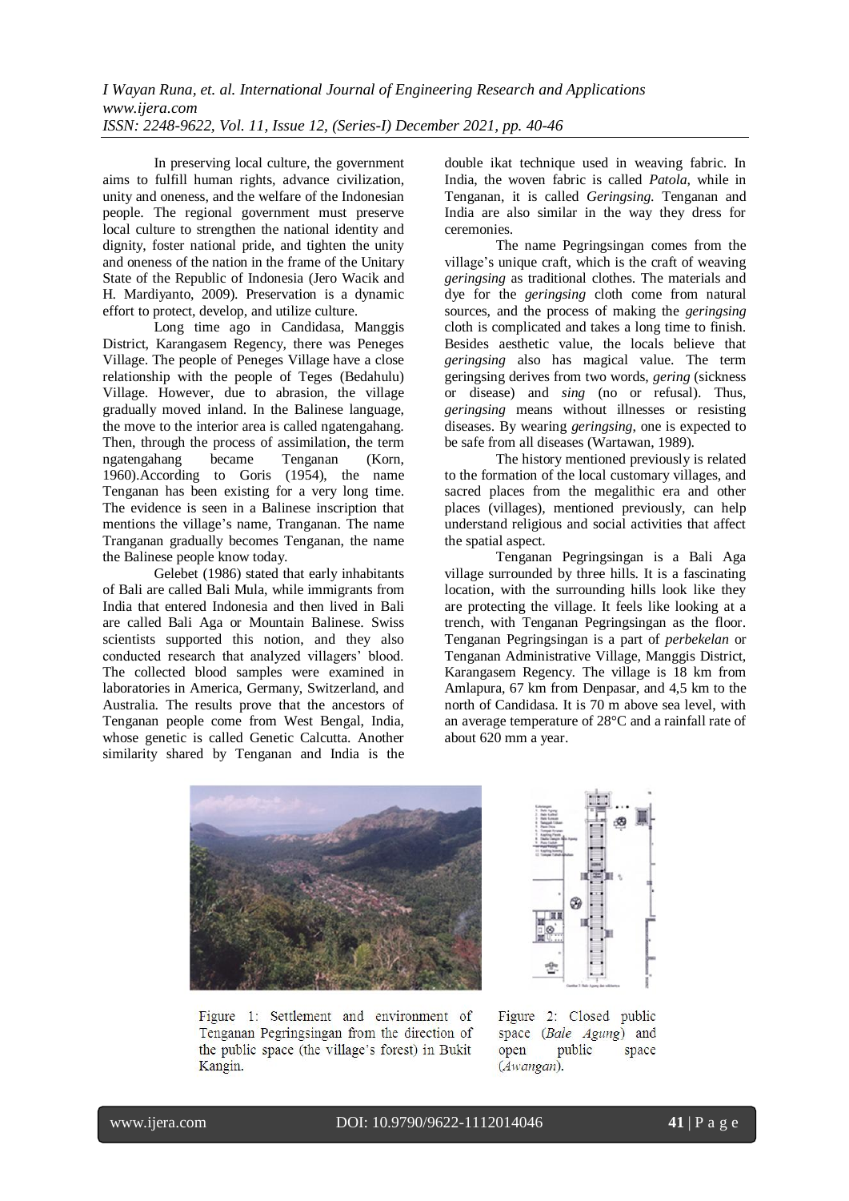In preserving local culture, the government aims to fulfill human rights, advance civilization, unity and oneness, and the welfare of the Indonesian people. The regional government must preserve local culture to strengthen the national identity and dignity, foster national pride, and tighten the unity and oneness of the nation in the frame of the Unitary State of the Republic of Indonesia (Jero Wacik and H. Mardiyanto, 2009). Preservation is a dynamic effort to protect, develop, and utilize culture.

Long time ago in Candidasa, Manggis District, Karangasem Regency, there was Peneges Village. The people of Peneges Village have a close relationship with the people of Teges (Bedahulu) Village. However, due to abrasion, the village gradually moved inland. In the Balinese language, the move to the interior area is called ngatengahang. Then, through the process of assimilation, the term ngatengahang became Tenganan (Korn, 1960).According to Goris (1954), the name Tenganan has been existing for a very long time. The evidence is seen in a Balinese inscription that mentions the village's name, Tranganan. The name Tranganan gradually becomes Tenganan, the name the Balinese people know today.

Gelebet (1986) stated that early inhabitants of Bali are called Bali Mula, while immigrants from India that entered Indonesia and then lived in Bali are called Bali Aga or Mountain Balinese. Swiss scientists supported this notion, and they also conducted research that analyzed villagers' blood. The collected blood samples were examined in laboratories in America, Germany, Switzerland, and Australia. The results prove that the ancestors of Tenganan people come from West Bengal, India, whose genetic is called Genetic Calcutta. Another similarity shared by Tenganan and India is the double ikat technique used in weaving fabric. In India, the woven fabric is called *Patola*, while in Tenganan, it is called *Geringsing*. Tenganan and India are also similar in the way they dress for ceremonies.

The name Pegringsingan comes from the village's unique craft, which is the craft of weaving *geringsing* as traditional clothes. The materials and dye for the *geringsing* cloth come from natural sources, and the process of making the *geringsing* cloth is complicated and takes a long time to finish. Besides aesthetic value, the locals believe that *geringsing* also has magical value. The term geringsing derives from two words, *gering* (sickness or disease) and *sing* (no or refusal). Thus, *geringsing* means without illnesses or resisting diseases. By wearing *geringsing*, one is expected to be safe from all diseases (Wartawan, 1989).

The history mentioned previously is related to the formation of the local customary villages, and sacred places from the megalithic era and other places (villages), mentioned previously, can help understand religious and social activities that affect the spatial aspect.

Tenganan Pegringsingan is a Bali Aga village surrounded by three hills. It is a fascinating location, with the surrounding hills look like they are protecting the village. It feels like looking at a trench, with Tenganan Pegringsingan as the floor. Tenganan Pegringsingan is a part of *perbekelan* or Tenganan Administrative Village, Manggis District, Karangasem Regency. The village is 18 km from Amlapura, 67 km from Denpasar, and 4,5 km to the north of Candidasa. It is 70 m above sea level, with an average temperature of 28°C and a rainfall rate of about 620 mm a year.

Figure 1: Settlement and environment of Tenganan Pegringsingan from the direction of the public space (the village's forest) in Bukit Kangin.

Figure 2: Closed public space (*Bale Agung*) and open public space (*Awangan*).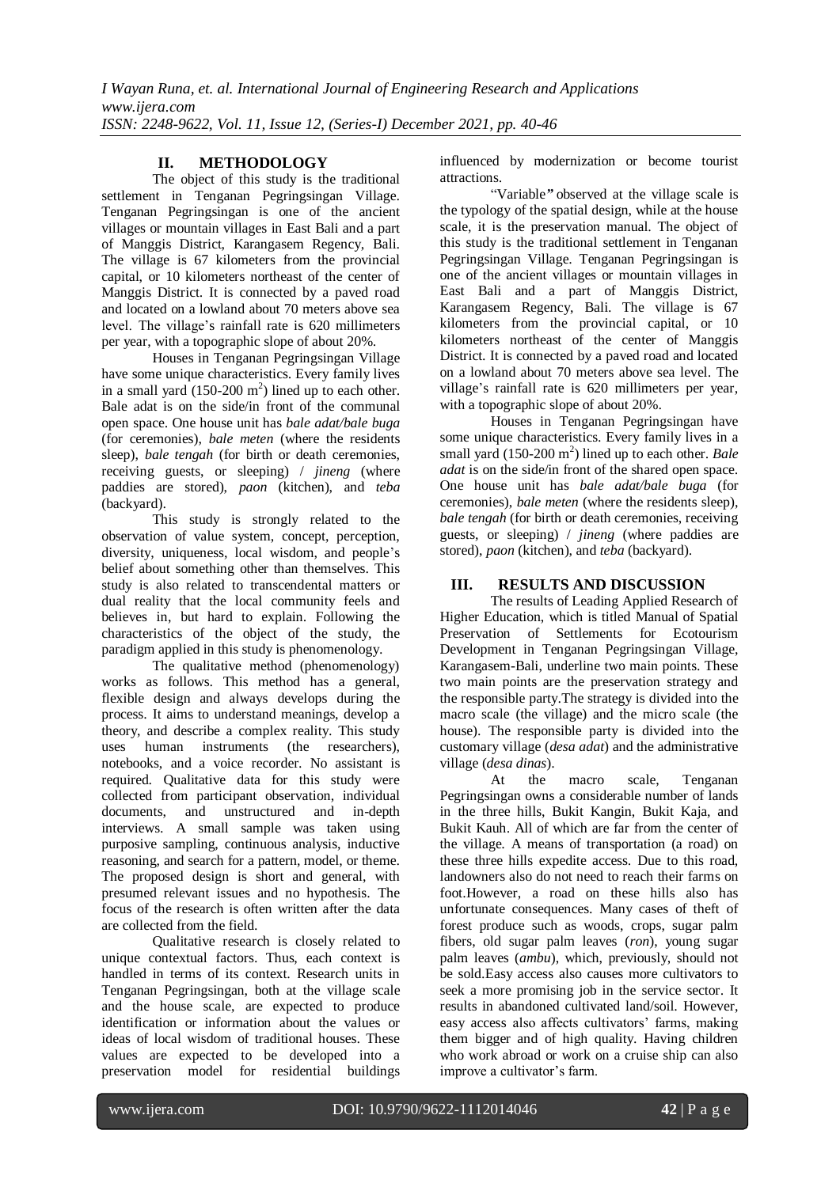## II. METHODOLOGY

The object of this study is the traditional settlement in Tenganan Pegringsingan Village. Tenganan Pegringsingan is one of the ancient villages or mountain villages in East Bali and a part of Manggis District, Karangasem Regency, Bali. The village is 67 kilometers from the provincial capital, or 10 kilometers northeast of the center of Manggis District. It is connected by a paved road and located on a lowland about 70 meters above sea level. The village's rainfall rate is 620 millimeters per year, with a topographic slope of about 20%.

Houses in Tenganan Pegringsingan Village have some unique characteristics. Every family lives in a small yard (150-200 $m^2$) lined up to each other. Bale adat is on the side/in front of the communal open space. One house unit has *bale adat/bale buga* (for ceremonies), *bale meten* (where the residents sleep), *bale tengah* (for birth or death ceremonies, receiving guests, or sleeping) / *jineng* (where paddies are stored), *paon* (kitchen), and *teba* (backyard).

This study is strongly related to the observation of value system, concept, perception, diversity, uniqueness, local wisdom, and people's belief about something other than themselves. This study is also related to transcendental matters or dual reality that the local community feels and believes in, but hard to explain. Following the characteristics of the object of the study, the paradigm applied in this study is phenomenology.

The qualitative method (phenomenology) works as follows. This method has a general, flexible design and always develops during the process. It aims to understand meanings, develop a theory, and describe a complex reality. This study uses human instruments (the researchers), notebooks, and a voice recorder. No assistant is required. Qualitative data for this study were collected from participant observation, individual documents, and unstructured and in-depth interviews. A small sample was taken using purposive sampling, continuous analysis, inductive reasoning, and search for a pattern, model, or theme. The proposed design is short and general, with presumed relevant issues and no hypothesis. The focus of the research is often written after the data are collected from the field.

Qualitative research is closely related to unique contextual factors. Thus, each context is handled in terms of its context. Research units in Tenganan Pegringsingan, both at the village scale and the house scale, are expected to produce identification or information about the values or ideas of local wisdom of traditional houses. These values are expected to be developed into a preservation model for residential buildings influenced by modernization or become tourist attractions.

"Variable**"** observed at the village scale is the typology of the spatial design, while at the house scale, it is the preservation manual. The object of this study is the traditional settlement in Tenganan Pegringsingan Village. Tenganan Pegringsingan is one of the ancient villages or mountain villages in East Bali and a part of Manggis District, Karangasem Regency, Bali. The village is 67 kilometers from the provincial capital, or 10 kilometers northeast of the center of Manggis District. It is connected by a paved road and located on a lowland about 70 meters above sea level. The village's rainfall rate is 620 millimeters per year, with a topographic slope of about 20%.

Houses in Tenganan Pegringsingan have some unique characteristics. Every family lives in a small yard (150-200 $m^2$) lined up to each other. *Bale adat* is on the side/in front of the shared open space. One house unit has *bale adat/bale buga* (for ceremonies), *bale meten* (where the residents sleep), *bale tengah* (for birth or death ceremonies, receiving guests, or sleeping) / *jineng* (where paddies are stored), *paon* (kitchen), and *teba* (backyard).

## III. RESULTS AND DISCUSSION

The results of Leading Applied Research of Higher Education, which is titled Manual of Spatial Preservation of Settlements for Ecotourism Development in Tenganan Pegringsingan Village, Karangasem-Bali, underline two main points. These two main points are the preservation strategy and the responsible party.The strategy is divided into the macro scale (the village) and the micro scale (the house). The responsible party is divided into the customary village (*desa adat*) and the administrative village (*desa dinas*).

At the macro scale, Tenganan Pegringsingan owns a considerable number of lands in the three hills, Bukit Kangin, Bukit Kaja, and Bukit Kauh. All of which are far from the center of the village. A means of transportation (a road) on these three hills expedite access. Due to this road, landowners also do not need to reach their farms on foot.However, a road on these hills also has unfortunate consequences. Many cases of theft of forest produce such as woods, crops, sugar palm fibers, old sugar palm leaves (*ron*), young sugar palm leaves (*ambu*), which, previously, should not be sold.Easy access also causes more cultivators to seek a more promising job in the service sector. It results in abandoned cultivated land/soil. However, easy access also affects cultivators' farms, making them bigger and of high quality. Having children who work abroad or work on a cruise ship can also improve a cultivator's farm.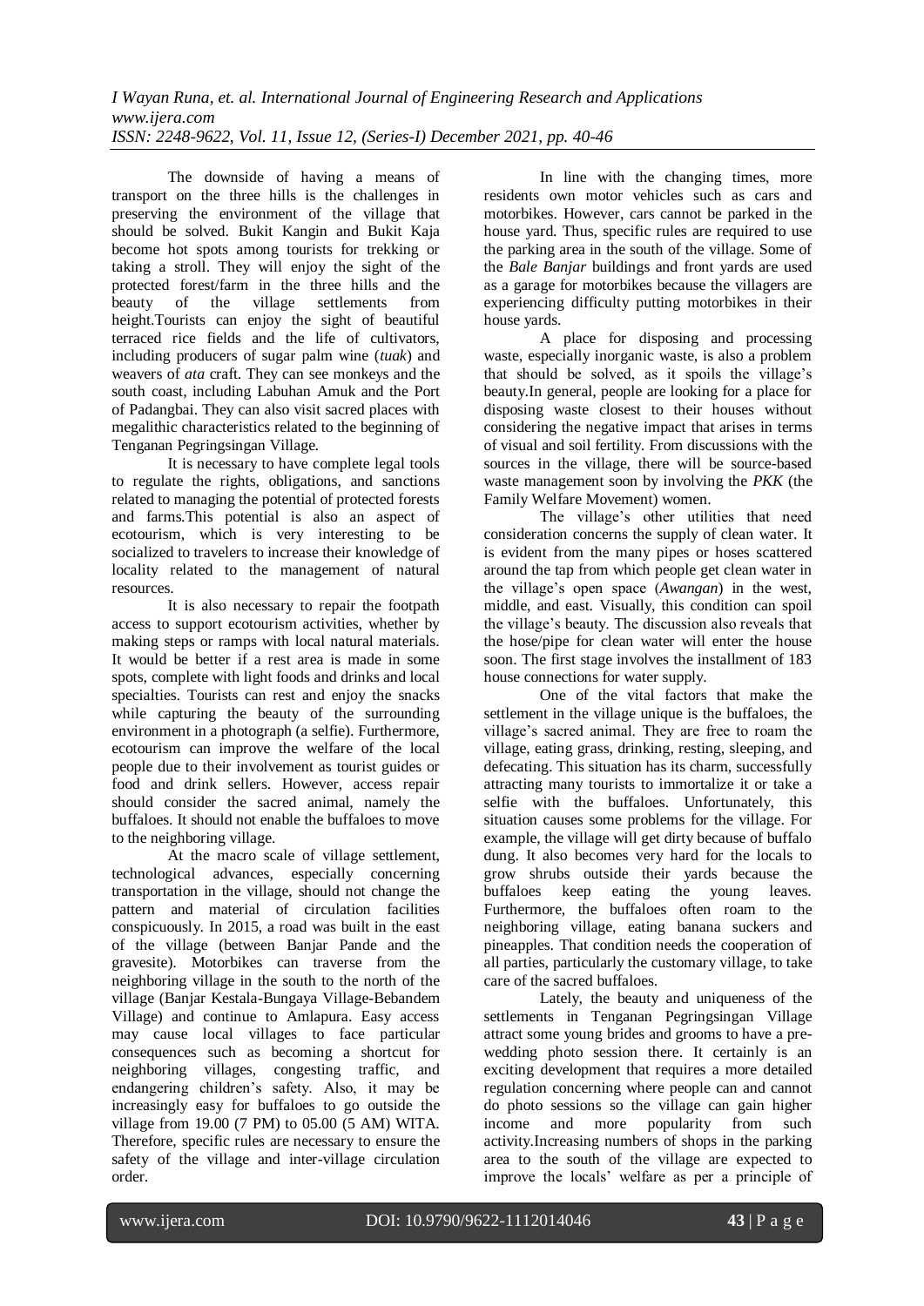The downside of having a means of transport on the three hills is the challenges in preserving the environment of the village that should be solved. Bukit Kangin and Bukit Kaja become hot spots among tourists for trekking or taking a stroll. They will enjoy the sight of the protected forest/farm in the three hills and the beauty of the village settlements from height.Tourists can enjoy the sight of beautiful terraced rice fields and the life of cultivators, including producers of sugar palm wine (*tuak*) and weavers of *ata* craft. They can see monkeys and the south coast, including Labuhan Amuk and the Port of Padangbai. They can also visit sacred places with megalithic characteristics related to the beginning of Tenganan Pegringsingan Village.

It is necessary to have complete legal tools to regulate the rights, obligations, and sanctions related to managing the potential of protected forests and farms.This potential is also an aspect of ecotourism, which is very interesting to be socialized to travelers to increase their knowledge of locality related to the management of natural resources.

It is also necessary to repair the footpath access to support ecotourism activities, whether by making steps or ramps with local natural materials. It would be better if a rest area is made in some spots, complete with light foods and drinks and local specialties. Tourists can rest and enjoy the snacks while capturing the beauty of the surrounding environment in a photograph (a selfie). Furthermore, ecotourism can improve the welfare of the local people due to their involvement as tourist guides or food and drink sellers. However, access repair should consider the sacred animal, namely the buffaloes. It should not enable the buffaloes to move to the neighboring village.

At the macro scale of village settlement, technological advances, especially concerning transportation in the village, should not change the pattern and material of circulation facilities conspicuously. In 2015, a road was built in the east of the village (between Banjar Pande and the gravesite). Motorbikes can traverse from the neighboring village in the south to the north of the village (Banjar Kestala-Bungaya Village-Bebandem Village) and continue to Amlapura. Easy access may cause local villages to face particular consequences such as becoming a shortcut for neighboring villages, congesting traffic, and endangering children's safety. Also, it may be increasingly easy for buffaloes to go outside the village from 19.00 (7 PM) to 05.00 (5 AM) WITA. Therefore, specific rules are necessary to ensure the safety of the village and inter-village circulation order.

In line with the changing times, more residents own motor vehicles such as cars and motorbikes. However, cars cannot be parked in the house yard. Thus, specific rules are required to use the parking area in the south of the village. Some of the *Bale Banjar* buildings and front yards are used as a garage for motorbikes because the villagers are experiencing difficulty putting motorbikes in their house yards.

A place for disposing and processing waste, especially inorganic waste, is also a problem that should be solved, as it spoils the village's beauty.In general, people are looking for a place for disposing waste closest to their houses without considering the negative impact that arises in terms of visual and soil fertility. From discussions with the sources in the village, there will be source-based waste management soon by involving the *PKK* (the Family Welfare Movement) women.

The village's other utilities that need consideration concerns the supply of clean water. It is evident from the many pipes or hoses scattered around the tap from which people get clean water in the village's open space (*Awangan*) in the west, middle, and east. Visually, this condition can spoil the village's beauty. The discussion also reveals that the hose/pipe for clean water will enter the house soon. The first stage involves the installment of 183 house connections for water supply.

One of the vital factors that make the settlement in the village unique is the buffaloes, the village's sacred animal. They are free to roam the village, eating grass, drinking, resting, sleeping, and defecating. This situation has its charm, successfully attracting many tourists to immortalize it or take a selfie with the buffaloes. Unfortunately, this situation causes some problems for the village. For example, the village will get dirty because of buffalo dung. It also becomes very hard for the locals to grow shrubs outside their yards because the buffaloes keep eating the young leaves. Furthermore, the buffaloes often roam to the neighboring village, eating banana suckers and pineapples. That condition needs the cooperation of all parties, particularly the customary village, to take care of the sacred buffaloes.

Lately, the beauty and uniqueness of the settlements in Tenganan Pegringsingan Village attract some young brides and grooms to have a pre-wedding photo session there. It certainly is an exciting development that requires a more detailed regulation concerning where people can and cannot do photo sessions so the village can gain higher income and more popularity from such activity.Increasing numbers of shops in the parking area to the south of the village are expected to improve the locals' welfare as per a principle of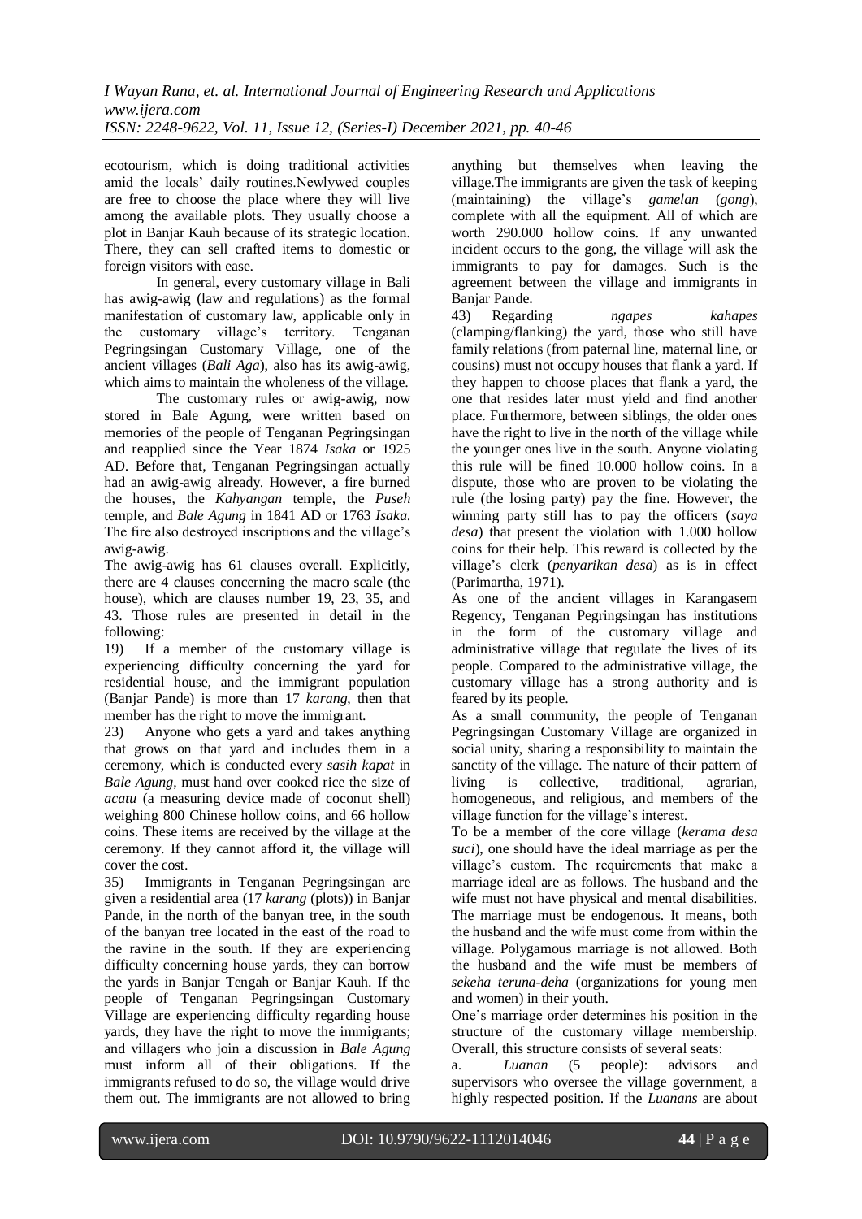ecotourism, which is doing traditional activities amid the locals' daily routines.Newlywed couples are free to choose the place where they will live among the available plots. They usually choose a plot in Banjar Kauh because of its strategic location. There, they can sell crafted items to domestic or foreign visitors with ease.

In general, every customary village in Bali has awig-awig (law and regulations) as the formal manifestation of customary law, applicable only in the customary village's territory. Tenganan Pegringsingan Customary Village, one of the ancient villages (*Bali Aga*), also has its awig-awig, which aims to maintain the wholeness of the village.

The customary rules or awig-awig, now stored in Bale Agung, were written based on memories of the people of Tenganan Pegringsingan and reapplied since the Year 1874 *Isaka* or 1925 AD. Before that, Tenganan Pegringsingan actually had an awig-awig already. However, a fire burned the houses, the *Kahyangan* temple, the *Puseh* temple, and *Bale Agung* in 1841 AD or 1763 *Isaka*. The fire also destroyed inscriptions and the village's awig-awig.

The awig-awig has 61 clauses overall. Explicitly, there are 4 clauses concerning the macro scale (the house), which are clauses number 19, 23, 35, and 43. Those rules are presented in detail in the following:

19) If a member of the customary village is experiencing difficulty concerning the yard for residential house, and the immigrant population (Banjar Pande) is more than 17 *karang*, then that member has the right to move the immigrant.

23) Anyone who gets a yard and takes anything that grows on that yard and includes them in a ceremony, which is conducted every *sasih kapat* in *Bale Agung*, must hand over cooked rice the size of *acatu* (a measuring device made of coconut shell) weighing 800 Chinese hollow coins, and 66 hollow coins. These items are received by the village at the ceremony. If they cannot afford it, the village will cover the cost.

35) Immigrants in Tenganan Pegringsingan are given a residential area (17 *karang* (plots)) in Banjar Pande, in the north of the banyan tree, in the south of the banyan tree located in the east of the road to the ravine in the south. If they are experiencing difficulty concerning house yards, they can borrow the yards in Banjar Tengah or Banjar Kauh. If the people of Tenganan Pegringsingan Customary Village are experiencing difficulty regarding house yards, they have the right to move the immigrants; and villagers who join a discussion in *Bale Agung* must inform all of their obligations. If the immigrants refused to do so, the village would drive them out. The immigrants are not allowed to bring anything but themselves when leaving the village.The immigrants are given the task of keeping (maintaining) the village's *gamelan* (*gong*), complete with all the equipment. All of which are worth 290.000 hollow coins. If any unwanted incident occurs to the gong, the village will ask the immigrants to pay for damages. Such is the agreement between the village and immigrants in Banjar Pande.

43) Regarding *ngapes kahapes* (clamping/flanking) the yard, those who still have family relations (from paternal line, maternal line, or cousins) must not occupy houses that flank a yard. If they happen to choose places that flank a yard, the one that resides later must yield and find another place. Furthermore, between siblings, the older ones have the right to live in the north of the village while the younger ones live in the south. Anyone violating this rule will be fined 10.000 hollow coins. In a dispute, those who are proven to be violating the rule (the losing party) pay the fine. However, the winning party still has to pay the officers (*saya desa*) that present the violation with 1.000 hollow coins for their help. This reward is collected by the village's clerk (*penyarikan desa*) as is in effect (Parimartha, 1971).

As one of the ancient villages in Karangasem Regency, Tenganan Pegringsingan has institutions in the form of the customary village and administrative village that regulate the lives of its people. Compared to the administrative village, the customary village has a strong authority and is feared by its people.

As a small community, the people of Tenganan Pegringsingan Customary Village are organized in social unity, sharing a responsibility to maintain the sanctity of the village. The nature of their pattern of living is collective, traditional, agrarian, homogeneous, and religious, and members of the village function for the village's interest.

To be a member of the core village (*kerama desa suci*), one should have the ideal marriage as per the village's custom. The requirements that make a marriage ideal are as follows. The husband and the wife must not have physical and mental disabilities. The marriage must be endogenous. It means, both the husband and the wife must come from within the village. Polygamous marriage is not allowed. Both the husband and the wife must be members of *sekeha teruna-deha* (organizations for young men and women) in their youth.

One's marriage order determines his position in the structure of the customary village membership. Overall, this structure consists of several seats:

a. *Luanan* (5 people): advisors and supervisors who oversee the village government, a highly respected position. If the *Luanans* are about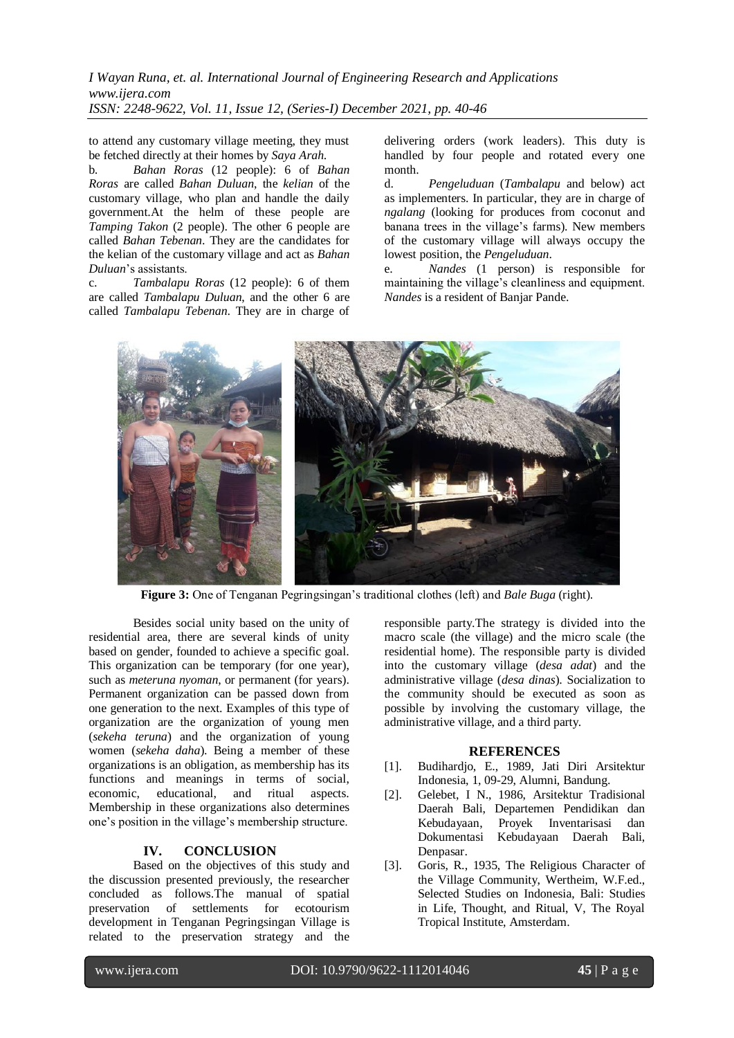to attend any customary village meeting, they must be fetched directly at their homes by *Saya Arah.*

b. *Bahan Roras* (12 people): 6 of *Bahan Roras* are called *Bahan Duluan*, the *kelian* of the customary village, who plan and handle the daily government.At the helm of these people are *Tamping Takon* (2 people). The other 6 people are called *Bahan Tebenan*. They are the candidates for the kelian of the customary village and act as *Bahan Duluan*'s assistants.

c. *Tambalapu Roras* (12 people): 6 of them are called *Tambalapu Duluan*, and the other 6 are called *Tambalapu Tebenan*. They are in charge of delivering orders (work leaders). This duty is handled by four people and rotated every one month.

d. *Pengeluduan* (*Tambalapu* and below) act as implementers. In particular, they are in charge of *ngalang* (looking for produces from coconut and banana trees in the village's farms). New members of the customary village will always occupy the lowest position, the *Pengeluduan*.

e. *Nandes* (1 person) is responsible for maintaining the village's cleanliness and equipment. *Nandes* is a resident of Banjar Pande.

**Figure 3:** One of Tenganan Pegringsingan's traditional clothes (left) and *Bale Buga* (right).

Besides social unity based on the unity of residential area, there are several kinds of unity based on gender, founded to achieve a specific goal. This organization can be temporary (for one year), such as *meteruna nyoman*, or permanent (for years). Permanent organization can be passed down from one generation to the next. Examples of this type of organization are the organization of young men (*sekeha teruna*) and the organization of young women (*sekeha daha*). Being a member of these organizations is an obligation, as membership has its functions and meanings in terms of social, economic, educational, and ritual aspects. Membership in these organizations also determines one's position in the village's membership structure.

## IV. CONCLUSION

Based on the objectives of this study and the discussion presented previously, the researcher concluded as follows.The manual of spatial preservation of settlements for ecotourism development in Tenganan Pegringsingan Village is related to the preservation strategy and the responsible party.The strategy is divided into the macro scale (the village) and the micro scale (the residential home). The responsible party is divided into the customary village (*desa adat*) and the administrative village (*desa dinas*). Socialization to the community should be executed as soon as possible by involving the customary village, the administrative village, and a third party.

## REFERENCES

[1]. Budihardjo, E., 1989, Jati Diri Arsitektur Indonesia, 1, 09-29, Alumni, Bandung.

[2]. Gelebet, I N., 1986, Arsitektur Tradisional Daerah Bali, Departemen Pendidikan dan Kebudayaan, Proyek Inventarisasi dan Dokumentasi Kebudayaan Daerah Bali, Denpasar.

[3]. Goris, R., 1935, The Religious Character of the Village Community, Wertheim, W.F.ed., Selected Studies on Indonesia, Bali: Studies in Life, Thought, and Ritual, V, The Royal Tropical Institute, Amsterdam.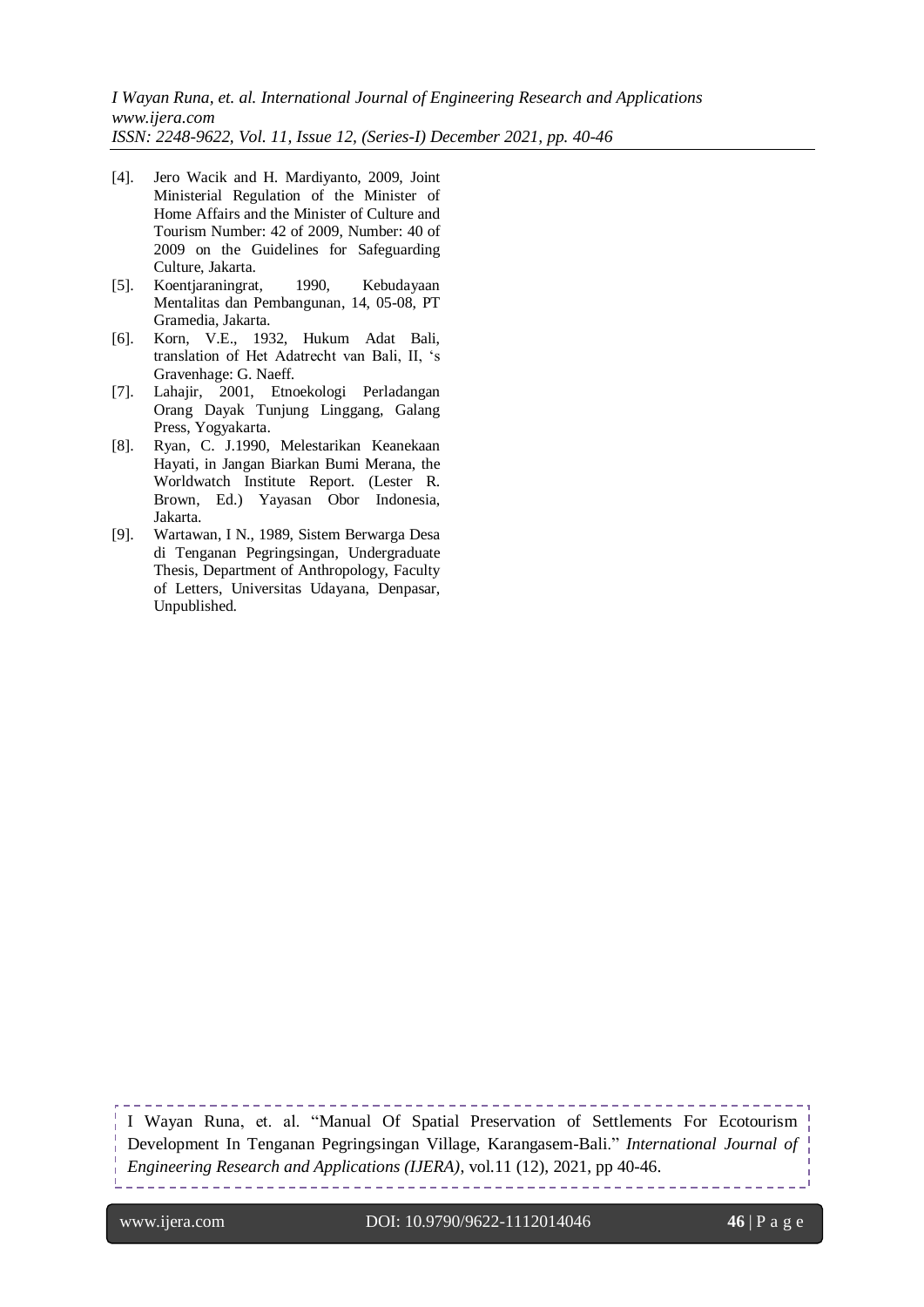[4]. Jero Wacik and H. Mardiyanto, 2009, Joint Ministerial Regulation of the Minister of Home Affairs and the Minister of Culture and Tourism Number: 42 of 2009, Number: 40 of 2009 on the Guidelines for Safeguarding Culture, Jakarta.

[5]. Koentjaraningrat, 1990, Kebudayaan Mentalitas dan Pembangunan, 14, 05-08, PT Gramedia, Jakarta.

[6]. Korn, V.E., 1932, Hukum Adat Bali, translation of Het Adatrecht van Bali, II, 's Gravenhage: G. Naeff.

[7]. Lahajir, 2001, Etnoekologi Perladangan Orang Dayak Tunjung Linggang, Galang Press, Yogyakarta.

[8]. Ryan, C. J.1990, Melestarikan Keanekaan Hayati, in Jangan Biarkan Bumi Merana, the Worldwatch Institute Report. (Lester R. Brown, Ed.) Yayasan Obor Indonesia, Jakarta.

[9]. Wartawan, I N., 1989, Sistem Berwarga Desa di Tenganan Pegringsingan, Undergraduate Thesis, Department of Anthropology, Faculty of Letters, Universitas Udayana, Denpasar, Unpublished.

I Wayan Runa, et. al. "Manual Of Spatial Preservation of Settlements For Ecotourism Development In Tenganan Pegringsingan Village, Karangasem-Bali." *International Journal of Engineering Research and Applications (IJERA)*, vol.11 (12), 2021, pp 40-46.